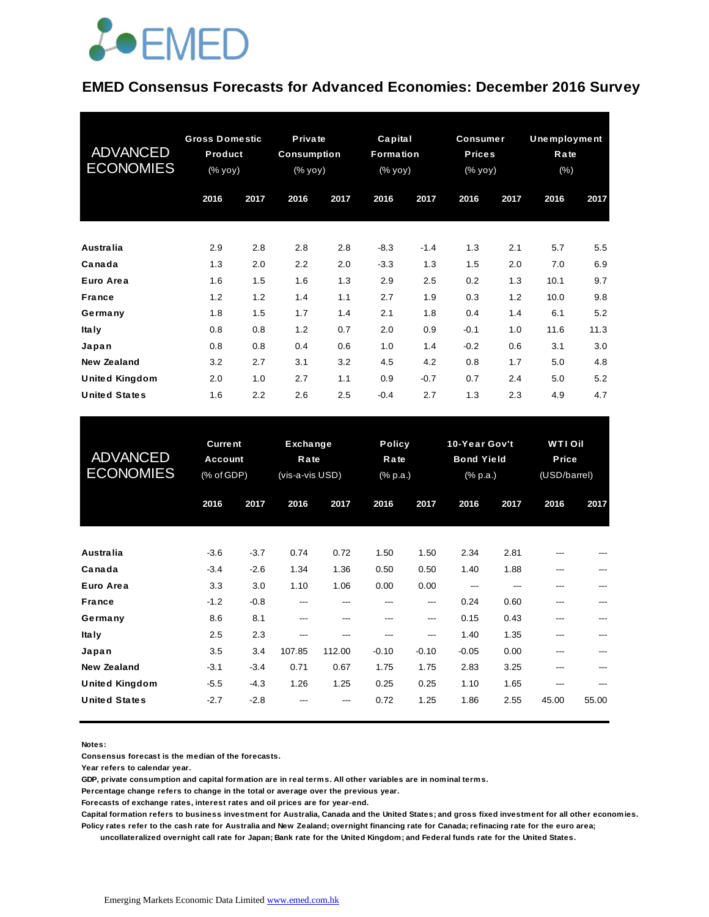EMED

# EMED Consensus Forecasts for Advanced Economies: December 2016 Survey

| ADVANCED ECONOMIES | Gross Domestic Product (% yoy) | | Private Consumption (% yoy) | | Capital Formation (% yoy) | | Consumer Prices (% yoy) | | Unemployment Rate (%) | |
|---|---|---|---|---|---|---|---|---|---|---|
| | 2016 | 2017 | 2016 | 2017 | 2016 | 2017 | 2016 | 2017 | 2016 | 2017 |
| Australia | 2.9 | 2.8 | 2.8 | 2.8 | -8.3 | -1.4 | 1.3 | 2.1 | 5.7 | 5.5 |
| Canada | 1.3 | 2.0 | 2.2 | 2.0 | -3.3 | 1.3 | 1.5 | 2.0 | 7.0 | 6.9 |
| Euro Area | 1.6 | 1.5 | 1.6 | 1.3 | 2.9 | 2.5 | 0.2 | 1.3 | 10.1 | 9.7 |
| France | 1.2 | 1.2 | 1.4 | 1.1 | 2.7 | 1.9 | 0.3 | 1.2 | 10.0 | 9.8 |
| Germany | 1.8 | 1.5 | 1.7 | 1.4 | 2.1 | 1.8 | 0.4 | 1.4 | 6.1 | 5.2 |
| Italy | 0.8 | 0.8 | 1.2 | 0.7 | 2.0 | 0.9 | -0.1 | 1.0 | 11.6 | 11.3 |
| Japan | 0.8 | 0.8 | 0.4 | 0.6 | 1.0 | 1.4 | -0.2 | 0.6 | 3.1 | 3.0 |
| New Zealand | 3.2 | 2.7 | 3.1 | 3.2 | 4.5 | 4.2 | 0.8 | 1.7 | 5.0 | 4.8 |
| United Kingdom | 2.0 | 1.0 | 2.7 | 1.1 | 0.9 | -0.7 | 0.7 | 2.4 | 5.0 | 5.2 |
| United States | 1.6 | 2.2 | 2.6 | 2.5 | -0.4 | 2.7 | 1.3 | 2.3 | 4.9 | 4.7 |

| ADVANCED ECONOMIES | Current Account (% of GDP) | | Exchange Rate (vis-a-vis USD) | | Policy Rate (% p.a.) | | 10-Year Gov't Bond Yield (% p.a.) | | WTI Oil Price (USD/barrel) | |
|---|---|---|---|---|---|---|---|---|---|---|
| | 2016 | 2017 | 2016 | 2017 | 2016 | 2017 | 2016 | 2017 | 2016 | 2017 |
| Australia | -3.6 | -3.7 | 0.74 | 0.72 | 1.50 | 1.50 | 2.34 | 2.81 | --- | --- |
| Canada | -3.4 | -2.6 | 1.34 | 1.36 | 0.50 | 0.50 | 1.40 | 1.88 | --- | --- |
| Euro Area | 3.3 | 3.0 | 1.10 | 1.06 | 0.00 | 0.00 | --- | --- | --- | --- |
| France | -1.2 | -0.8 | --- | --- | --- | --- | 0.24 | 0.60 | --- | --- |
| Germany | 8.6 | 8.1 | --- | --- | --- | --- | 0.15 | 0.43 | --- | --- |
| Italy | 2.5 | 2.3 | --- | --- | --- | --- | 1.40 | 1.35 | --- | --- |
| Japan | 3.5 | 3.4 | 107.85 | 112.00 | -0.10 | -0.10 | -0.05 | 0.00 | --- | --- |
| New Zealand | -3.1 | -3.4 | 0.71 | 0.67 | 1.75 | 1.75 | 2.83 | 3.25 | --- | --- |
| United Kingdom | -5.5 | -4.3 | 1.26 | 1.25 | 0.25 | 0.25 | 1.10 | 1.65 | --- | --- |
| United States | -2.7 | -2.8 | --- | --- | 0.72 | 1.25 | 1.86 | 2.55 | 45.00 | 55.00 |

**Notes:**

**Consensus forecast is the median of the forecasts.**

**Year refers to calendar year.**

**GDP, private consumption and capital formation are in real terms. All other variables are in nominal terms.**

**Percentage change refers to change in the total or average over the previous year.**

**Forecasts of exchange rates, interest rates and oil prices are for year-end.**

**Capital formation refers to business investment for Australia, Canada and the United States; and gross fixed investment for all other economies.**

**Policy rates refer to the cash rate for Australia and New Zealand; overnight financing rate for Canada; refinacing rate for the euro area; uncollateralized overnight call rate for Japan; Bank rate for the United Kingdom; and Federal funds rate for the United States.**

Emerging Markets Economic Data Limited [www.emed.com.hk](http://www.emed.com.hk)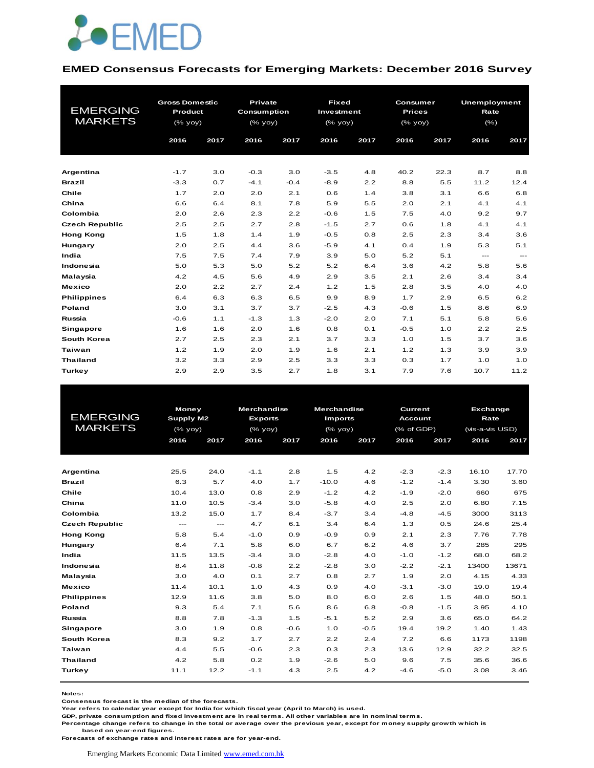EMED

# EMED Consensus Forecasts for Emerging Markets: December 2016 Survey

| EMERGING MARKETS | Gross Domestic Product (% yoy) | | Private Consumption (% yoy) | | Fixed Investment (% yoy) | | Consumer Prices (% yoy) | | Unemployment Rate (%) | |
|---|---|---|---|---|---|---|---|---|---|---|
| | 2016 | 2017 | 2016 | 2017 | 2016 | 2017 | 2016 | 2017 | 2016 | 2017 |
| **Argentina** | -1.7 | 3.0 | -0.3 | 3.0 | -3.5 | 4.8 | 40.2 | 22.3 | 8.7 | 8.8 |
| **Brazil** | -3.3 | 0.7 | -4.1 | -0.4 | -8.9 | 2.2 | 8.8 | 5.5 | 11.2 | 12.4 |
| **Chile** | 1.7 | 2.0 | 2.0 | 2.1 | 0.6 | 1.4 | 3.8 | 3.1 | 6.6 | 6.8 |
| **China** | 6.6 | 6.4 | 8.1 | 7.8 | 5.9 | 5.5 | 2.0 | 2.1 | 4.1 | 4.1 |
| **Colombia** | 2.0 | 2.6 | 2.3 | 2.2 | -0.6 | 1.5 | 7.5 | 4.0 | 9.2 | 9.7 |
| **Czech Republic** | 2.5 | 2.5 | 2.7 | 2.8 | -1.5 | 2.7 | 0.6 | 1.8 | 4.1 | 4.1 |
| **Hong Kong** | 1.5 | 1.8 | 1.4 | 1.9 | -0.5 | 0.8 | 2.5 | 2.3 | 3.4 | 3.6 |
| **Hungary** | 2.0 | 2.5 | 4.4 | 3.6 | -5.9 | 4.1 | 0.4 | 1.9 | 5.3 | 5.1 |
| **India** | 7.5 | 7.5 | 7.4 | 7.9 | 3.9 | 5.0 | 5.2 | 5.1 | --- | --- |
| **Indonesia** | 5.0 | 5.3 | 5.0 | 5.2 | 5.2 | 6.4 | 3.6 | 4.2 | 5.8 | 5.6 |
| **Malaysia** | 4.2 | 4.5 | 5.6 | 4.9 | 2.9 | 3.5 | 2.1 | 2.6 | 3.4 | 3.4 |
| **Mexico** | 2.0 | 2.2 | 2.7 | 2.4 | 1.2 | 1.5 | 2.8 | 3.5 | 4.0 | 4.0 |
| **Philippines** | 6.4 | 6.3 | 6.3 | 6.5 | 9.9 | 8.9 | 1.7 | 2.9 | 6.5 | 6.2 |
| **Poland** | 3.0 | 3.1 | 3.7 | 3.7 | -2.5 | 4.3 | -0.6 | 1.5 | 8.6 | 6.9 |
| **Russia** | -0.6 | 1.1 | -1.3 | 1.3 | -2.0 | 2.0 | 7.1 | 5.1 | 5.8 | 5.6 |
| **Singapore** | 1.6 | 1.6 | 2.0 | 1.6 | 0.8 | 0.1 | -0.5 | 1.0 | 2.2 | 2.5 |
| **South Korea** | 2.7 | 2.5 | 2.3 | 2.1 | 3.7 | 3.3 | 1.0 | 1.5 | 3.7 | 3.6 |
| **Taiwan** | 1.2 | 1.9 | 2.0 | 1.9 | 1.6 | 2.1 | 1.2 | 1.3 | 3.9 | 3.9 |
| **Thailand** | 3.2 | 3.3 | 2.9 | 2.5 | 3.3 | 3.3 | 0.3 | 1.7 | 1.0 | 1.0 |
| **Turkey** | 2.9 | 2.9 | 3.5 | 2.7 | 1.8 | 3.1 | 7.9 | 7.6 | 10.7 | 11.2 |

| EMERGING MARKETS | Money Supply M2 (% yoy) | | Merchandise Exports (% yoy) | | Merchandise Imports (% yoy) | | Current Account (% of GDP) | | Exchange Rate (vis-a-vis USD) | |
|---|---|---|---|---|---|---|---|---|---|---|
| | 2016 | 2017 | 2016 | 2017 | 2016 | 2017 | 2016 | 2017 | 2016 | 2017 |
| **Argentina** | 25.5 | 24.0 | -1.1 | 2.8 | 1.5 | 4.2 | -2.3 | -2.3 | 16.10 | 17.70 |
| **Brazil** | 6.3 | 5.7 | 4.0 | 1.7 | -10.0 | 4.6 | -1.2 | -1.4 | 3.30 | 3.60 |
| **Chile** | 10.4 | 13.0 | 0.8 | 2.9 | -1.2 | 4.2 | -1.9 | -2.0 | 660 | 675 |
| **China** | 11.0 | 10.5 | -3.4 | 3.0 | -5.8 | 4.0 | 2.5 | 2.0 | 6.80 | 7.15 |
| **Colombia** | 13.2 | 15.0 | 1.7 | 8.4 | -3.7 | 3.4 | -4.8 | -4.5 | 3000 | 3113 |
| **Czech Republic** | --- | --- | 4.7 | 6.1 | 3.4 | 6.4 | 1.3 | 0.5 | 24.6 | 25.4 |
| **Hong Kong** | 5.8 | 5.4 | -1.0 | 0.9 | -0.9 | 0.9 | 2.1 | 2.3 | 7.76 | 7.78 |
| **Hungary** | 6.4 | 7.1 | 5.8 | 6.0 | 6.7 | 6.2 | 4.6 | 3.7 | 285 | 295 |
| **India** | 11.5 | 13.5 | -3.4 | 3.0 | -2.8 | 4.0 | -1.0 | -1.2 | 68.0 | 68.2 |
| **Indonesia** | 8.4 | 11.8 | -0.8 | 2.2 | -2.8 | 3.0 | -2.2 | -2.1 | 13400 | 13671 |
| **Malaysia** | 3.0 | 4.0 | 0.1 | 2.7 | 0.8 | 2.7 | 1.9 | 2.0 | 4.15 | 4.33 |
| **Mexico** | 11.4 | 10.1 | 1.0 | 4.3 | 0.9 | 4.0 | -3.1 | -3.0 | 19.0 | 19.4 |
| **Philippines** | 12.9 | 11.6 | 3.8 | 5.0 | 8.0 | 6.0 | 2.6 | 1.5 | 48.0 | 50.1 |
| **Poland** | 9.3 | 5.4 | 7.1 | 5.6 | 8.6 | 6.8 | -0.8 | -1.5 | 3.95 | 4.10 |
| **Russia** | 8.8 | 7.8 | -1.3 | 1.5 | -5.1 | 5.2 | 2.9 | 3.6 | 65.0 | 64.2 |
| **Singapore** | 3.0 | 1.9 | 0.8 | -0.6 | 1.0 | -0.5 | 19.4 | 19.2 | 1.40 | 1.43 |
| **South Korea** | 8.3 | 9.2 | 1.7 | 2.7 | 2.2 | 2.4 | 7.2 | 6.6 | 1173 | 1198 |
| **Taiwan** | 4.4 | 5.5 | -0.6 | 2.3 | 0.3 | 2.3 | 13.6 | 12.9 | 32.2 | 32.5 |
| **Thailand** | 4.2 | 5.8 | 0.2 | 1.9 | -2.6 | 5.0 | 9.6 | 7.5 | 35.6 | 36.6 |
| **Turkey** | 11.1 | 12.2 | -1.1 | 4.3 | 2.5 | 4.2 | -4.6 | -5.0 | 3.08 | 3.46 |

**Notes:**
Consensus forecast is the median of the forecasts.
Year refers to calendar year except for India for which fiscal year (April to March) is used.
GDP, private consumption and fixed investment are in real terms. All other variables are in nominal terms.
Percentage change refers to change in the total or average over the previous year, except for money supply growth which is based on year-end figures.
Forecasts of exchange rates and interest rates are for year-end.

Emerging Markets Economic Data Limited [www.emed.com.hk](http://www.emed.com.hk)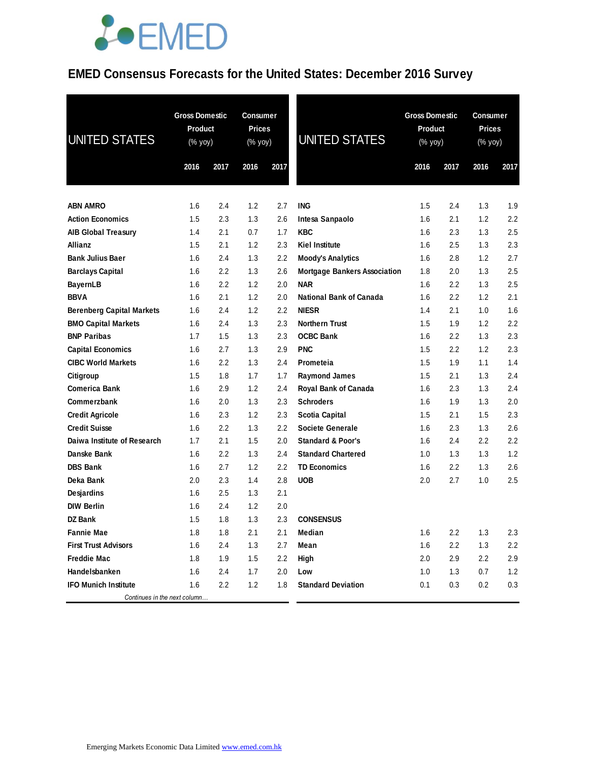# EMED Consensus Forecasts for the United States: December 2016 Survey

| UNITED STATES | Gross Domestic Product (% yoy) | | Consumer Prices (% yoy) | |
|---|---|---|---|---|
| | 2016 | 2017 | 2016 | 2017 |
| **ABN AMRO** | 1.6 | 2.4 | 1.2 | 2.7 |
| **Action Economics** | 1.5 | 2.3 | 1.3 | 2.6 |
| **AIB Global Treasury** | 1.4 | 2.1 | 0.7 | 1.7 |
| **Allianz** | 1.5 | 2.1 | 1.2 | 2.3 |
| **Bank Julius Baer** | 1.6 | 2.4 | 1.3 | 2.2 |
| **Barclays Capital** | 1.6 | 2.2 | 1.3 | 2.6 |
| **BayernLB** | 1.6 | 2.2 | 1.2 | 2.0 |
| **BBVA** | 1.6 | 2.1 | 1.2 | 2.0 |
| **Berenberg Capital Markets** | 1.6 | 2.4 | 1.2 | 2.2 |
| **BMO Capital Markets** | 1.6 | 2.4 | 1.3 | 2.3 |
| **BNP Paribas** | 1.7 | 1.5 | 1.3 | 2.3 |
| **Capital Economics** | 1.6 | 2.7 | 1.3 | 2.9 |
| **CIBC World Markets** | 1.6 | 2.2 | 1.3 | 2.4 |
| **Citigroup** | 1.5 | 1.8 | 1.7 | 1.7 |
| **Comerica Bank** | 1.6 | 2.9 | 1.2 | 2.4 |
| **Commerzbank** | 1.6 | 2.0 | 1.3 | 2.3 |
| **Credit Agricole** | 1.6 | 2.3 | 1.2 | 2.3 |
| **Credit Suisse** | 1.6 | 2.2 | 1.3 | 2.2 |
| **Daiwa Institute of Research** | 1.7 | 2.1 | 1.5 | 2.0 |
| **Danske Bank** | 1.6 | 2.2 | 1.3 | 2.4 |
| **DBS Bank** | 1.6 | 2.7 | 1.2 | 2.2 |
| **Deka Bank** | 2.0 | 2.3 | 1.4 | 2.8 |
| **Desjardins** | 1.6 | 2.5 | 1.3 | 2.1 |
| **DIW Berlin** | 1.6 | 2.4 | 1.2 | 2.0 |
| **DZ Bank** | 1.5 | 1.8 | 1.3 | 2.3 |
| **Fannie Mae** | 1.8 | 1.8 | 2.1 | 2.1 |
| **First Trust Advisors** | 1.6 | 2.4 | 1.3 | 2.7 |
| **Freddie Mac** | 1.8 | 1.9 | 1.5 | 2.2 |
| **Handelsbanken** | 1.6 | 2.4 | 1.7 | 2.0 |
| **IFO Munich Institute** | 1.6 | 2.2 | 1.2 | 1.8 |
| **ING** | 1.5 | 2.4 | 1.3 | 1.9 |
| **Intesa Sanpaolo** | 1.6 | 2.1 | 1.2 | 2.2 |
| **KBC** | 1.6 | 2.3 | 1.3 | 2.5 |
| **Kiel Institute** | 1.6 | 2.5 | 1.3 | 2.3 |
| **Moody's Analytics** | 1.6 | 2.8 | 1.2 | 2.7 |
| **Mortgage Bankers Association** | 1.8 | 2.0 | 1.3 | 2.5 |
| **NAR** | 1.6 | 2.2 | 1.3 | 2.5 |
| **National Bank of Canada** | 1.6 | 2.2 | 1.2 | 2.1 |
| **NIESR** | 1.4 | 2.1 | 1.0 | 1.6 |
| **Northern Trust** | 1.5 | 1.9 | 1.2 | 2.2 |
| **OCBC Bank** | 1.6 | 2.2 | 1.3 | 2.3 |
| **PNC** | 1.5 | 2.2 | 1.2 | 2.3 |
| **Prometeia** | 1.5 | 1.9 | 1.1 | 1.4 |
| **Raymond James** | 1.5 | 2.1 | 1.3 | 2.4 |
| **Royal Bank of Canada** | 1.6 | 2.3 | 1.3 | 2.4 |
| **Schroders** | 1.6 | 1.9 | 1.3 | 2.0 |
| **Scotia Capital** | 1.5 | 2.1 | 1.5 | 2.3 |
| **Societe Generale** | 1.6 | 2.3 | 1.3 | 2.6 |
| **Standard & Poor's** | 1.6 | 2.4 | 2.2 | 2.2 |
| **Standard Chartered** | 1.0 | 1.3 | 1.3 | 1.2 |
| **TD Economics** | 1.6 | 2.2 | 1.3 | 2.6 |
| **UOB** | 2.0 | 2.7 | 1.0 | 2.5 |
| **CONSENSUS** | | | | |
| **Median** | 1.6 | 2.2 | 1.3 | 2.3 |
| **Mean** | 1.6 | 2.2 | 1.3 | 2.2 |
| **High** | 2.0 | 2.9 | 2.2 | 2.9 |
| **Low** | 1.0 | 1.3 | 0.7 | 1.2 |
| **Standard Deviation** | 0.1 | 0.3 | 0.2 | 0.3 |

Emerging Markets Economic Data Limited www.emed.com.hk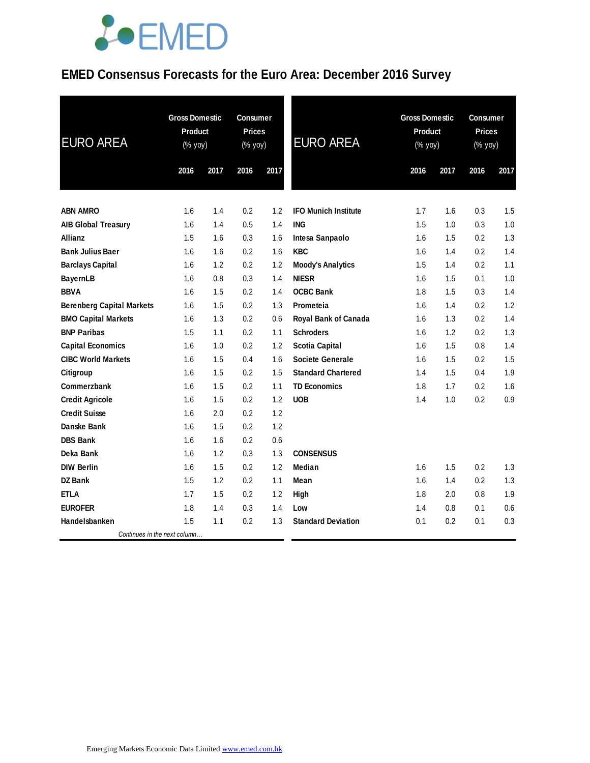# EMED Consensus Forecasts for the Euro Area: December 2016 Survey

| EURO AREA | Gross Domestic Product (% yoy) | | Consumer Prices (% yoy) | |
|---|---|---|---|---|
| | 2016 | 2017 | 2016 | 2017 |
| ABN AMRO | 1.6 | 1.4 | 0.2 | 1.2 |
| AIB Global Treasury | 1.6 | 1.4 | 0.5 | 1.4 |
| Allianz | 1.5 | 1.6 | 0.3 | 1.6 |
| Bank Julius Baer | 1.6 | 1.6 | 0.2 | 1.6 |
| Barclays Capital | 1.6 | 1.2 | 0.2 | 1.2 |
| BayernLB | 1.6 | 0.8 | 0.3 | 1.4 |
| BBVA | 1.6 | 1.5 | 0.2 | 1.4 |
| Berenberg Capital Markets | 1.6 | 1.5 | 0.2 | 1.3 |
| BMO Capital Markets | 1.6 | 1.3 | 0.2 | 0.6 |
| BNP Paribas | 1.5 | 1.1 | 0.2 | 1.1 |
| Capital Economics | 1.6 | 1.0 | 0.2 | 1.2 |
| CIBC World Markets | 1.6 | 1.5 | 0.4 | 1.6 |
| Citigroup | 1.6 | 1.5 | 0.2 | 1.5 |
| Commerzbank | 1.6 | 1.5 | 0.2 | 1.1 |
| Credit Agricole | 1.6 | 1.5 | 0.2 | 1.2 |
| Credit Suisse | 1.6 | 2.0 | 0.2 | 1.2 |
| Danske Bank | 1.6 | 1.5 | 0.2 | 1.2 |
| DBS Bank | 1.6 | 1.6 | 0.2 | 0.6 |
| Deka Bank | 1.6 | 1.2 | 0.3 | 1.3 |
| DIW Berlin | 1.6 | 1.5 | 0.2 | 1.2 |
| DZ Bank | 1.5 | 1.2 | 0.2 | 1.1 |
| ETLA | 1.7 | 1.5 | 0.2 | 1.2 |
| EUROFER | 1.8 | 1.4 | 0.3 | 1.4 |
| Handelsbanken | 1.5 | 1.1 | 0.2 | 1.3 |
| IFO Munich Institute | 1.7 | 1.6 | 0.3 | 1.5 |
| ING | 1.5 | 1.0 | 0.3 | 1.0 |
| Intesa Sanpaolo | 1.6 | 1.5 | 0.2 | 1.3 |
| KBC | 1.6 | 1.4 | 0.2 | 1.4 |
| Moody's Analytics | 1.5 | 1.4 | 0.2 | 1.1 |
| NIESR | 1.6 | 1.5 | 0.1 | 1.0 |
| OCBC Bank | 1.8 | 1.5 | 0.3 | 1.4 |
| Prometeia | 1.6 | 1.4 | 0.2 | 1.2 |
| Royal Bank of Canada | 1.6 | 1.3 | 0.2 | 1.4 |
| Schroders | 1.6 | 1.2 | 0.2 | 1.3 |
| Scotia Capital | 1.6 | 1.5 | 0.8 | 1.4 |
| Societe Generale | 1.6 | 1.5 | 0.2 | 1.5 |
| Standard Chartered | 1.4 | 1.5 | 0.4 | 1.9 |
| TD Economics | 1.8 | 1.7 | 0.2 | 1.6 |
| UOB | 1.4 | 1.0 | 0.2 | 0.9 |
| **CONSENSUS** | | | | |
| Median | 1.6 | 1.5 | 0.2 | 1.3 |
| Mean | 1.6 | 1.4 | 0.2 | 1.3 |
| High | 1.8 | 2.0 | 0.8 | 1.9 |
| Low | 1.4 | 0.8 | 0.1 | 0.6 |
| Standard Deviation | 0.1 | 0.2 | 0.1 | 0.3 |

Emerging Markets Economic Data Limited www.emed.com.hk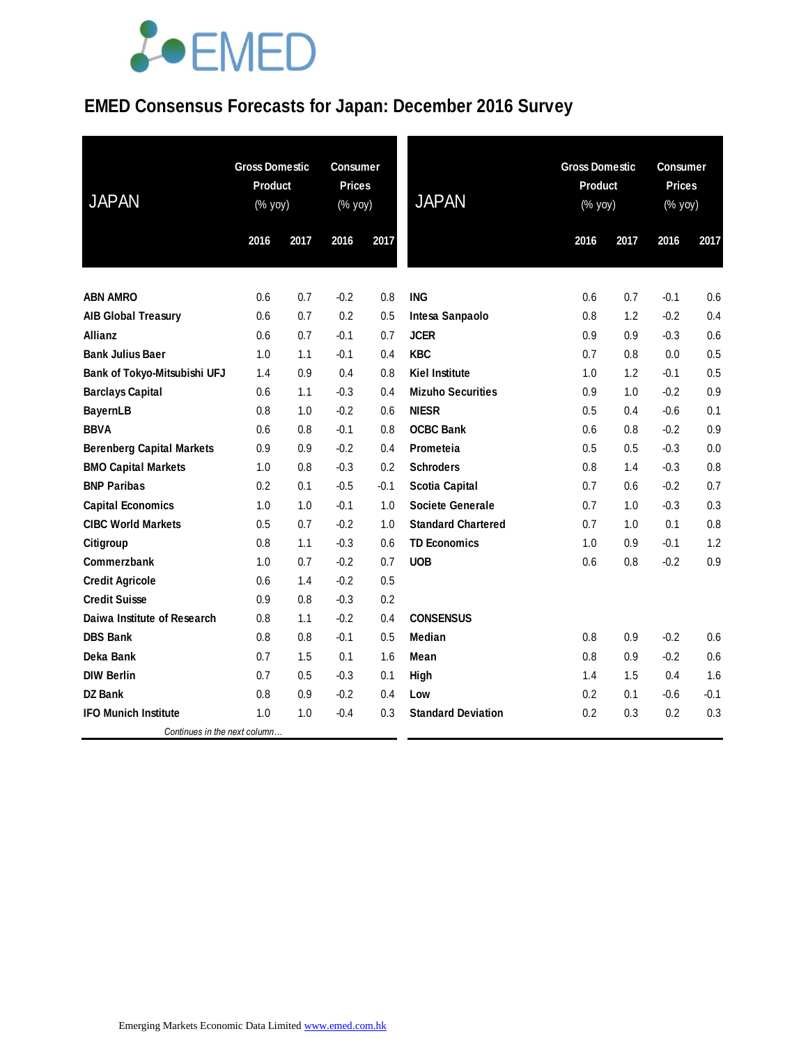# EMED Consensus Forecasts for Japan: December 2016 Survey

| JAPAN | Gross Domestic Product (% yoy) | | Consumer Prices (% yoy) | |
|---|---|---|---|---|
| | 2016 | 2017 | 2016 | 2017 |
| **ABN AMRO** | 0.6 | 0.7 | -0.2 | 0.8 |
| **AIB Global Treasury** | 0.6 | 0.7 | 0.2 | 0.5 |
| **Allianz** | 0.6 | 0.7 | -0.1 | 0.7 |
| **Bank Julius Baer** | 1.0 | 1.1 | -0.1 | 0.4 |
| **Bank of Tokyo-Mitsubishi UFJ** | 1.4 | 0.9 | 0.4 | 0.8 |
| **Barclays Capital** | 0.6 | 1.1 | -0.3 | 0.4 |
| **BayernLB** | 0.8 | 1.0 | -0.2 | 0.6 |
| **BBVA** | 0.6 | 0.8 | -0.1 | 0.8 |
| **Berenberg Capital Markets** | 0.9 | 0.9 | -0.2 | 0.4 |
| **BMO Capital Markets** | 1.0 | 0.8 | -0.3 | 0.2 |
| **BNP Paribas** | 0.2 | 0.1 | -0.5 | -0.1 |
| **Capital Economics** | 1.0 | 1.0 | -0.1 | 1.0 |
| **CIBC World Markets** | 0.5 | 0.7 | -0.2 | 1.0 |
| **Citigroup** | 0.8 | 1.1 | -0.3 | 0.6 |
| **Commerzbank** | 1.0 | 0.7 | -0.2 | 0.7 |
| **Credit Agricole** | 0.6 | 1.4 | -0.2 | 0.5 |
| **Credit Suisse** | 0.9 | 0.8 | -0.3 | 0.2 |
| **Daiwa Institute of Research** | 0.8 | 1.1 | -0.2 | 0.4 |
| **DBS Bank** | 0.8 | 0.8 | -0.1 | 0.5 |
| **Deka Bank** | 0.7 | 1.5 | 0.1 | 1.6 |
| **DIW Berlin** | 0.7 | 0.5 | -0.3 | 0.1 |
| **DZ Bank** | 0.8 | 0.9 | -0.2 | 0.4 |
| **IFO Munich Institute** | 1.0 | 1.0 | -0.4 | 0.3 |
| **ING** | 0.6 | 0.7 | -0.1 | 0.6 |
| **Intesa Sanpaolo** | 0.8 | 1.2 | -0.2 | 0.4 |
| **JCER** | 0.9 | 0.9 | -0.3 | 0.6 |
| **KBC** | 0.7 | 0.8 | 0.0 | 0.5 |
| **Kiel Institute** | 1.0 | 1.2 | -0.1 | 0.5 |
| **Mizuho Securities** | 0.9 | 1.0 | -0.2 | 0.9 |
| **NIESR** | 0.5 | 0.4 | -0.6 | 0.1 |
| **OCBC Bank** | 0.6 | 0.8 | -0.2 | 0.9 |
| **Prometeia** | 0.5 | 0.5 | -0.3 | 0.0 |
| **Schroders** | 0.8 | 1.4 | -0.3 | 0.8 |
| **Scotia Capital** | 0.7 | 0.6 | -0.2 | 0.7 |
| **Societe Generale** | 0.7 | 1.0 | -0.3 | 0.3 |
| **Standard Chartered** | 0.7 | 1.0 | 0.1 | 0.8 |
| **TD Economics** | 1.0 | 0.9 | -0.1 | 1.2 |
| **UOB** | 0.6 | 0.8 | -0.2 | 0.9 |
| **CONSENSUS** | | | | |
| **Median** | 0.8 | 0.9 | -0.2 | 0.6 |
| **Mean** | 0.8 | 0.9 | -0.2 | 0.6 |
| **High** | 1.4 | 1.5 | 0.4 | 1.6 |
| **Low** | 0.2 | 0.1 | -0.6 | -0.1 |
| **Standard Deviation** | 0.2 | 0.3 | 0.2 | 0.3 |

Emerging Markets Economic Data Limited www.emed.com.hk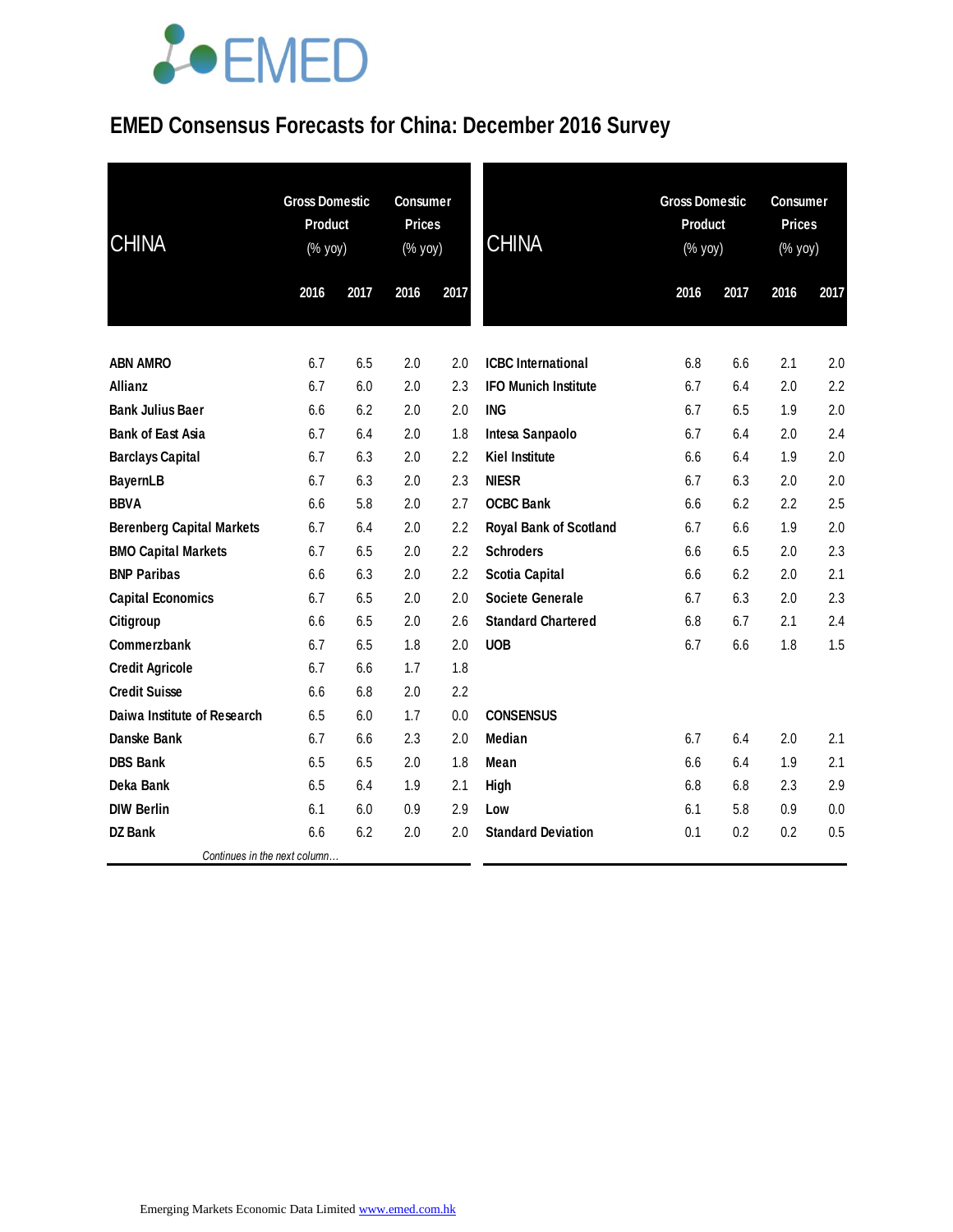# EMED Consensus Forecasts for China: December 2016 Survey

| CHINA | Gross Domestic Product (% yoy) | | Consumer Prices (% yoy) | |
|---|---|---|---|---|
| | 2016 | 2017 | 2016 | 2017 |
| ABN AMRO | 6.7 | 6.5 | 2.0 | 2.0 |
| Allianz | 6.7 | 6.0 | 2.0 | 2.3 |
| Bank Julius Baer | 6.6 | 6.2 | 2.0 | 2.0 |
| Bank of East Asia | 6.7 | 6.4 | 2.0 | 1.8 |
| Barclays Capital | 6.7 | 6.3 | 2.0 | 2.2 |
| BayernLB | 6.7 | 6.3 | 2.0 | 2.3 |
| BBVA | 6.6 | 5.8 | 2.0 | 2.7 |
| Berenberg Capital Markets | 6.7 | 6.4 | 2.0 | 2.2 |
| BMO Capital Markets | 6.7 | 6.5 | 2.0 | 2.2 |
| BNP Paribas | 6.6 | 6.3 | 2.0 | 2.2 |
| Capital Economics | 6.7 | 6.5 | 2.0 | 2.0 |
| Citigroup | 6.6 | 6.5 | 2.0 | 2.6 |
| Commerzbank | 6.7 | 6.5 | 1.8 | 2.0 |
| Credit Agricole | 6.7 | 6.6 | 1.7 | 1.8 |
| Credit Suisse | 6.6 | 6.8 | 2.0 | 2.2 |
| Daiwa Institute of Research | 6.5 | 6.0 | 1.7 | 0.0 |
| Danske Bank | 6.7 | 6.6 | 2.3 | 2.0 |
| DBS Bank | 6.5 | 6.5 | 2.0 | 1.8 |
| Deka Bank | 6.5 | 6.4 | 1.9 | 2.1 |
| DIW Berlin | 6.1 | 6.0 | 0.9 | 2.9 |
| DZ Bank | 6.6 | 6.2 | 2.0 | 2.0 |
| ICBC International | 6.8 | 6.6 | 2.1 | 2.0 |
| IFO Munich Institute | 6.7 | 6.4 | 2.0 | 2.2 |
| ING | 6.7 | 6.5 | 1.9 | 2.0 |
| Intesa Sanpaolo | 6.7 | 6.4 | 2.0 | 2.4 |
| Kiel Institute | 6.6 | 6.4 | 1.9 | 2.0 |
| NIESR | 6.7 | 6.3 | 2.0 | 2.0 |
| OCBC Bank | 6.6 | 6.2 | 2.2 | 2.5 |
| Royal Bank of Scotland | 6.7 | 6.6 | 1.9 | 2.0 |
| Schroders | 6.6 | 6.5 | 2.0 | 2.3 |
| Scotia Capital | 6.6 | 6.2 | 2.0 | 2.1 |
| Societe Generale | 6.7 | 6.3 | 2.0 | 2.3 |
| Standard Chartered | 6.8 | 6.7 | 2.1 | 2.4 |
| UOB | 6.7 | 6.6 | 1.8 | 1.5 |
| **CONSENSUS** | | | | |
| Median | 6.7 | 6.4 | 2.0 | 2.1 |
| Mean | 6.6 | 6.4 | 1.9 | 2.1 |
| High | 6.8 | 6.8 | 2.3 | 2.9 |
| Low | 6.1 | 5.8 | 0.9 | 0.0 |
| Standard Deviation | 0.1 | 0.2 | 0.2 | 0.5 |

Emerging Markets Economic Data Limited www.emed.com.hk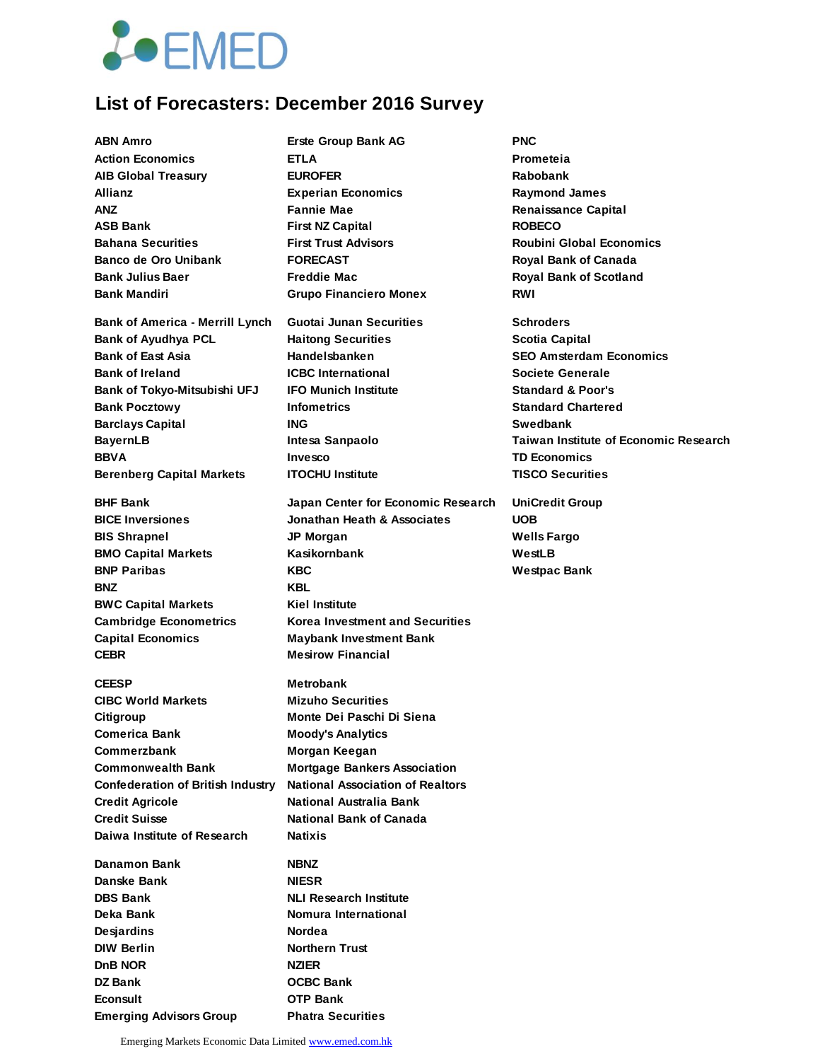## List of Forecasters: December 2016 Survey

ABN Amro
Action Economics
AIB Global Treasury
Allianz
ANZ
ASB Bank
Bahana Securities
Banco de Oro Unibank
Bank Julius Baer
Bank Mandiri

Bank of America - Merrill Lynch
Bank of Ayudhya PCL
Bank of East Asia
Bank of Ireland
Bank of Tokyo-Mitsubishi UFJ
Bank Pocztowy
Barclays Capital
BayernLB
BBVA
Berenberg Capital Markets

BHF Bank
BICE Inversiones
BIS Shrapnel
BMO Capital Markets
BNP Paribas
BNZ
BWC Capital Markets
Cambridge Econometrics
Capital Economics
CEBR

CEESP
CIBC World Markets
Citigroup
Comerica Bank
Commerzbank
Commonwealth Bank
Confederation of British Industry
Credit Agricole
Credit Suisse
Daiwa Institute of Research

Danamon Bank
Danske Bank
DBS Bank
Deka Bank
Desjardins
DIW Berlin
DnB NOR
DZ Bank
Econsult
Emerging Advisors Group

Erste Group Bank AG
ETLA
EUROFER
Experian Economics
Fannie Mae
First NZ Capital
First Trust Advisors
FORECAST
Freddie Mac
Grupo Financiero Monex

Guotai Junan Securities
Haitong Securities
Handelsbanken
ICBC International
IFO Munich Institute
Infometrics
ING
Intesa Sanpaolo
Invesco
ITOCHU Institute

Japan Center for Economic Research
Jonathan Heath & Associates
JP Morgan
Kasikornbank
KBC
KBL
Kiel Institute
Korea Investment and Securities
Maybank Investment Bank
Mesirow Financial

Metrobank
Mizuho Securities
Monte Dei Paschi Di Siena
Moody's Analytics
Morgan Keegan
Mortgage Bankers Association
National Association of Realtors
National Australia Bank
National Bank of Canada
Natixis

NBNZ
NIESR
NLI Research Institute
Nomura International
Nordea
Northern Trust
NZIER
OCBC Bank
OTP Bank
Phatra Securities

PNC
Prometeia
Rabobank
Raymond James
Renaissance Capital
ROBECO
Roubini Global Economics
Royal Bank of Canada
Royal Bank of Scotland
RWI

Schroders
Scotia Capital
SEO Amsterdam Economics
Societe Generale
Standard & Poor's
Standard Chartered
Swedbank
Taiwan Institute of Economic Research
TD Economics
TISCO Securities

UniCredit Group
UOB
Wells Fargo
WestLB
Westpac Bank

Emerging Markets Economic Data Limited www.emed.com.hk